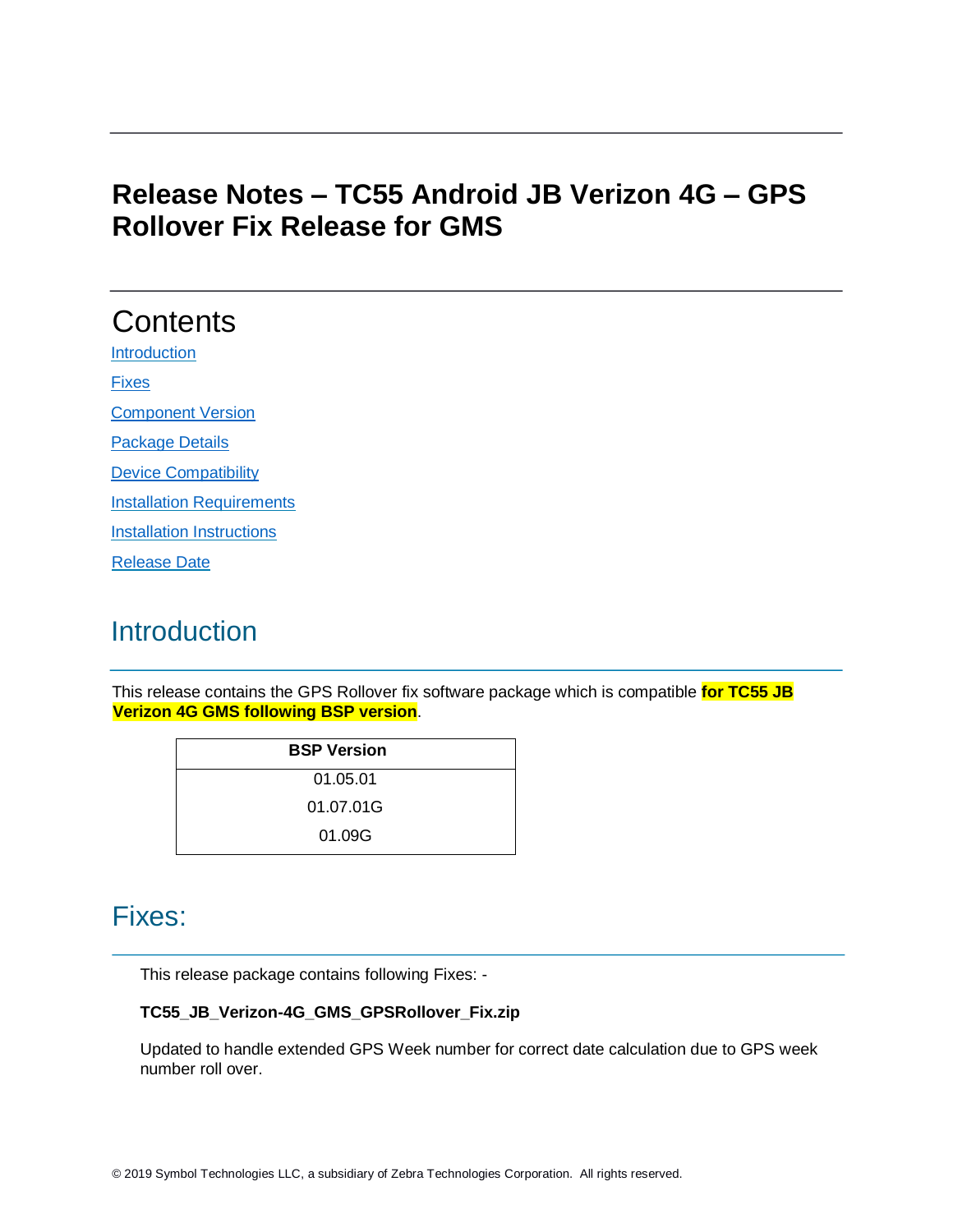# Release Notes – TC55 Android JB Verizon 4G – GPS Rollover Fix Release for GMS

## Contents

Introduction

Fixes

Component Version

Package Details

Device Compatibility

Installation Requirements

Installation Instructions

Release Date

## Introduction

This release contains the GPS Rollover fix software package which is compatible **for TC55 JB Verizon 4G GMS following BSP version**.

| BSP Version |
|---|
| 01.05.01 |
| 01.07.01G |
| 01.09G |

## Fixes:

This release package contains following Fixes: -

**TC55_JB_Verizon-4G_GMS_GPSRollover_Fix.zip**

Updated to handle extended GPS Week number for correct date calculation due to GPS week number roll over.

© 2019 Symbol Technologies LLC, a subsidiary of Zebra Technologies Corporation. All rights reserved.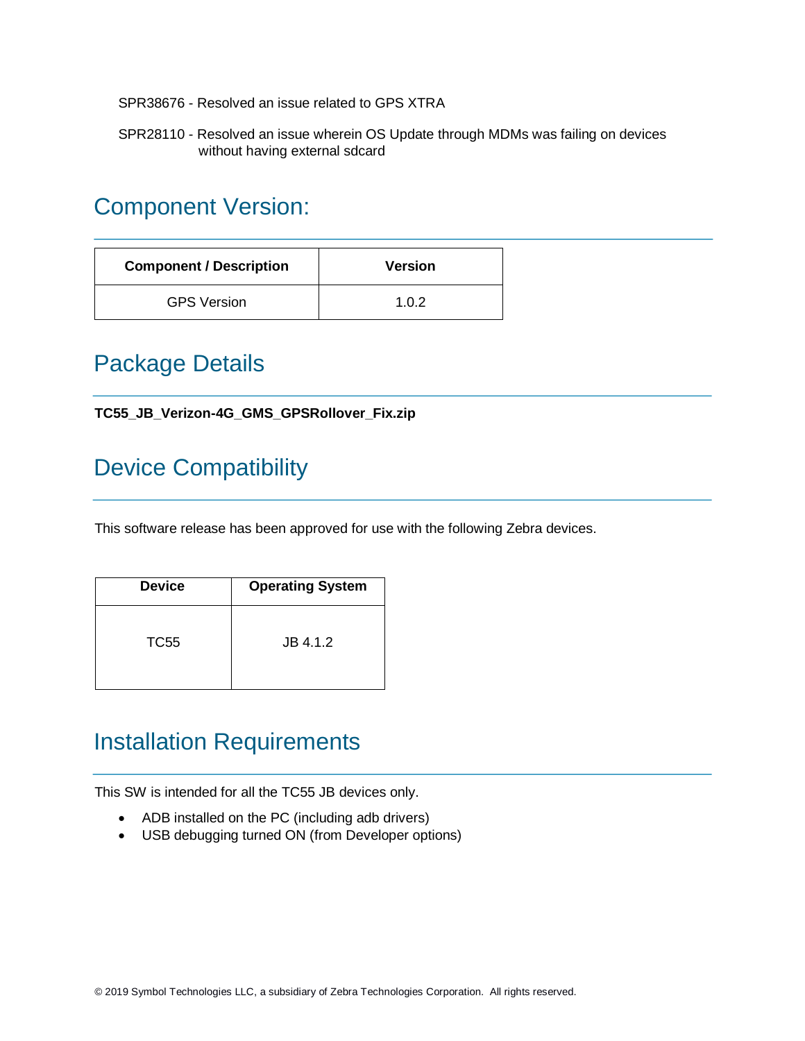SPR38676 - Resolved an issue related to GPS XTRA

SPR28110 - Resolved an issue wherein OS Update through MDMs was failing on devices without having external sdcard

## Component Version:

| Component / Description | Version |
|---|---|
| GPS Version | 1.0.2 |

## Package Details

**TC55_JB_Verizon-4G_GMS_GPSRollover_Fix.zip**

## Device Compatibility

This software release has been approved for use with the following Zebra devices.

| Device | Operating System |
|---|---|
| TC55 | JB 4.1.2 |

## Installation Requirements

This SW is intended for all the TC55 JB devices only.

- ADB installed on the PC (including adb drivers)
- USB debugging turned ON (from Developer options)

© 2019 Symbol Technologies LLC, a subsidiary of Zebra Technologies Corporation. All rights reserved.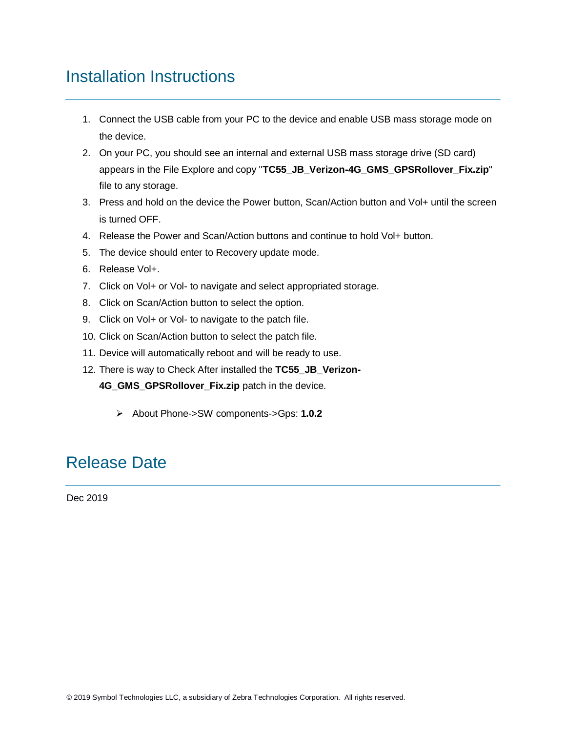# Installation Instructions

1. Connect the USB cable from your PC to the device and enable USB mass storage mode on the device.
2. On your PC, you should see an internal and external USB mass storage drive (SD card) appears in the File Explore and copy "**TC55_JB_Verizon-4G_GMS_GPSRollover_Fix.zip**" file to any storage.
3. Press and hold on the device the Power button, Scan/Action button and Vol+ until the screen is turned OFF.
4. Release the Power and Scan/Action buttons and continue to hold Vol+ button.
5. The device should enter to Recovery update mode.
6. Release Vol+.
7. Click on Vol+ or Vol- to navigate and select appropriated storage.
8. Click on Scan/Action button to select the option.
9. Click on Vol+ or Vol- to navigate to the patch file.
10. Click on Scan/Action button to select the patch file.
11. Device will automatically reboot and will be ready to use.
12. There is way to Check After installed the **TC55_JB_Verizon-4G_GMS_GPSRollover_Fix.zip** patch in the device.

    - About Phone->SW components->Gps: **1.0.2**

# Release Date

Dec 2019

© 2019 Symbol Technologies LLC, a subsidiary of Zebra Technologies Corporation. All rights reserved.